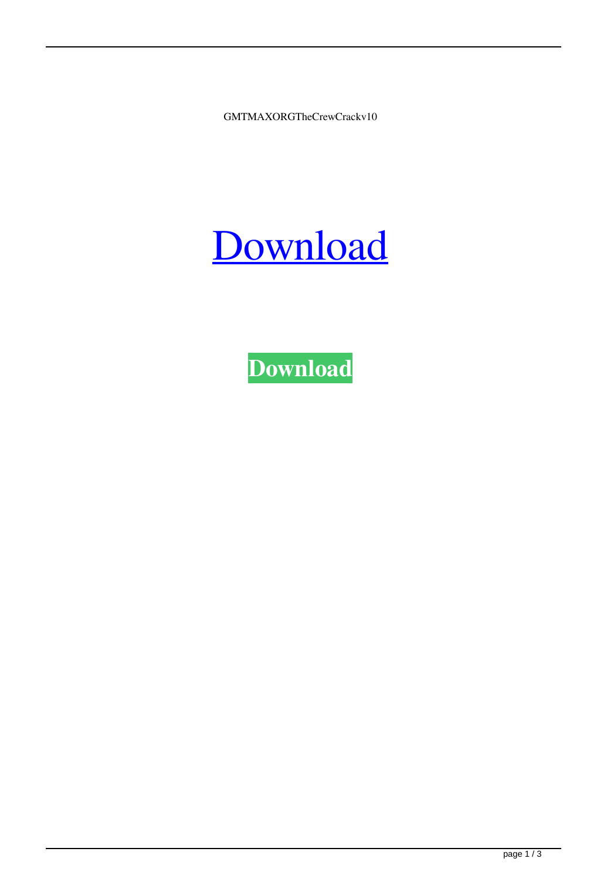GMTMAXORGTheCrewCrackv10

# Download

**Download**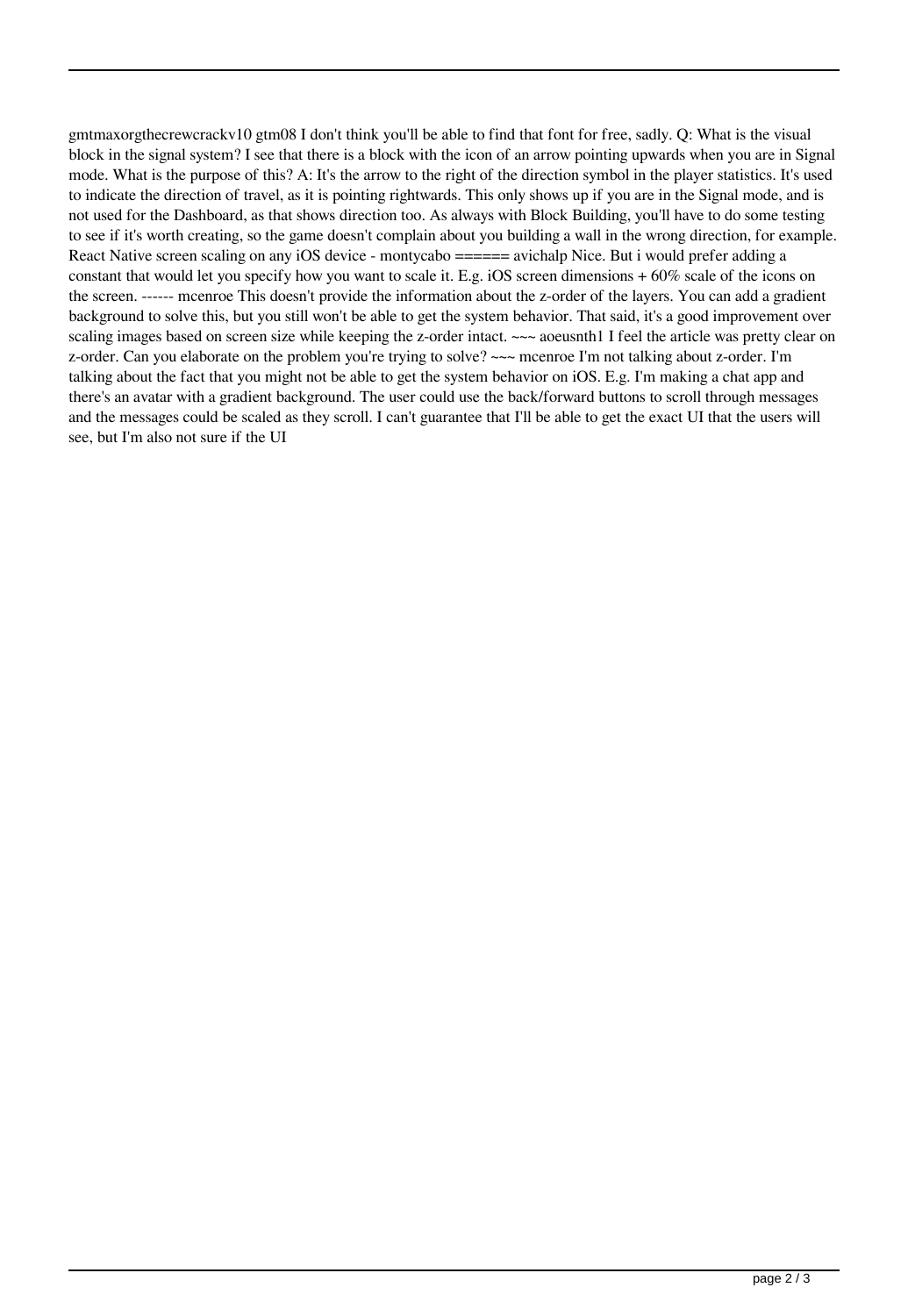gmtmaxorgthecrewcrackv10 gtm08 I don't think you'll be able to find that font for free, sadly. Q: What is the visual block in the signal system? I see that there is a block with the icon of an arrow pointing upwards when you are in Signal mode. What is the purpose of this? A: It's the arrow to the right of the direction symbol in the player statistics. It's used to indicate the direction of travel, as it is pointing rightwards. This only shows up if you are in the Signal mode, and is not used for the Dashboard, as that shows direction too. As always with Block Building, you'll have to do some testing to see if it's worth creating, so the game doesn't complain about you building a wall in the wrong direction, for example. React Native screen scaling on any iOS device - montycabo ====== avichalp Nice. But i would prefer adding a constant that would let you specify how you want to scale it. E.g. iOS screen dimensions + 60% scale of the icons on the screen. ------ mcenroe This doesn't provide the information about the z-order of the layers. You can add a gradient background to solve this, but you still won't be able to get the system behavior. That said, it's a good improvement over scaling images based on screen size while keeping the z-order intact. ~~~ aoeusnth1 I feel the article was pretty clear on z-order. Can you elaborate on the problem you're trying to solve? ~~~ mcenroe I'm not talking about z-order. I'm talking about the fact that you might not be able to get the system behavior on iOS. E.g. I'm making a chat app and there's an avatar with a gradient background. The user could use the back/forward buttons to scroll through messages and the messages could be scaled as they scroll. I can't guarantee that I'll be able to get the exact UI that the users will see, but I'm also not sure if the UI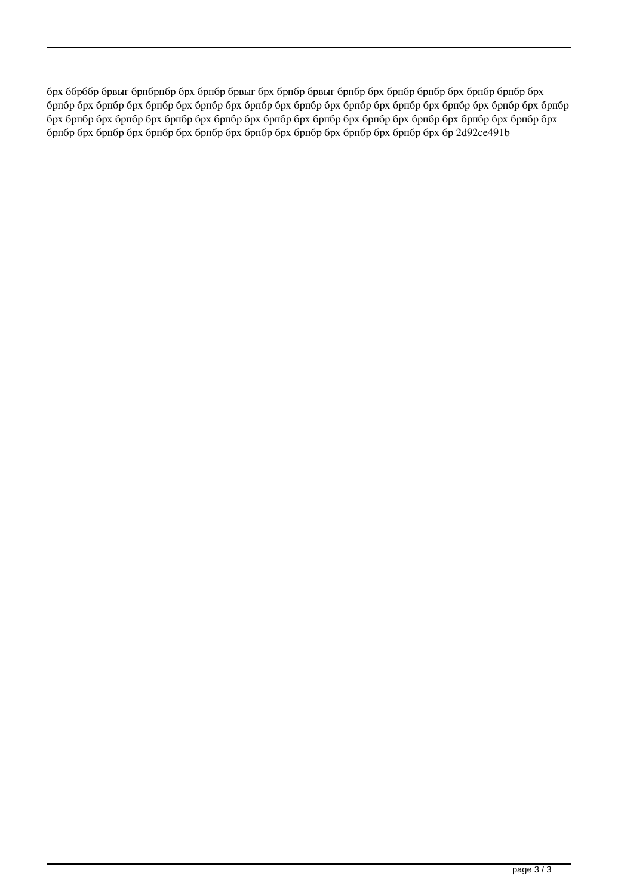брх ббрббр брвыг брпбрпбр брх брпбр брвыг брх брпбр брвыг брпбр брх брпбр брпбр брх брпбр брпбр брх брпбр брх брпбр брх брпбр брх брпбр брх брпбр брх брпбр брх брпбр брх брпбр брх брпбр брх брпбр брх брпбр брх брпбр брх брпбр брх брпбр брх брпбр брх брпбр брх брпбр брх брпбр брх брпбр брх брпбр брх брпбр брх брпбр брх брпбр брх брпбр брх брпбр брх брпбр брх брпбр брх брпбр брх брпбр брх брпбр брх брпбр брх брпбр брх брпбр брх брпбр брх бр 2d92ce491b